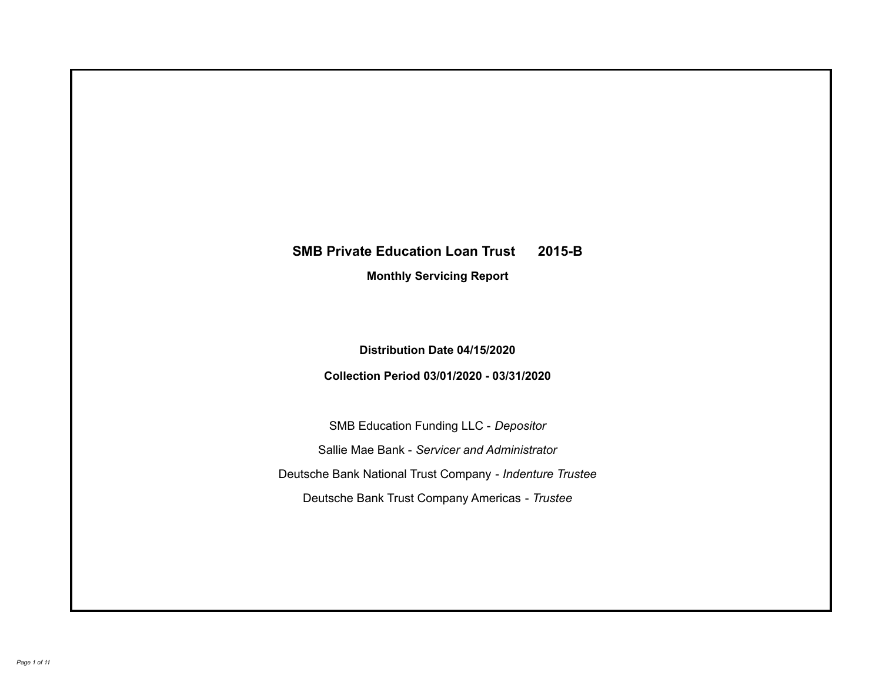# SMB Private Education Loan Trust 2015-B

## Monthly Servicing Report

**Distribution Date 04/15/2020**

**Collection Period 03/01/2020 - 03/31/2020**

SMB Education Funding LLC - *Depositor*

Sallie Mae Bank - *Servicer and Administrator*

Deutsche Bank National Trust Company - *Indenture Trustee*

Deutsche Bank Trust Company Americas - *Trustee*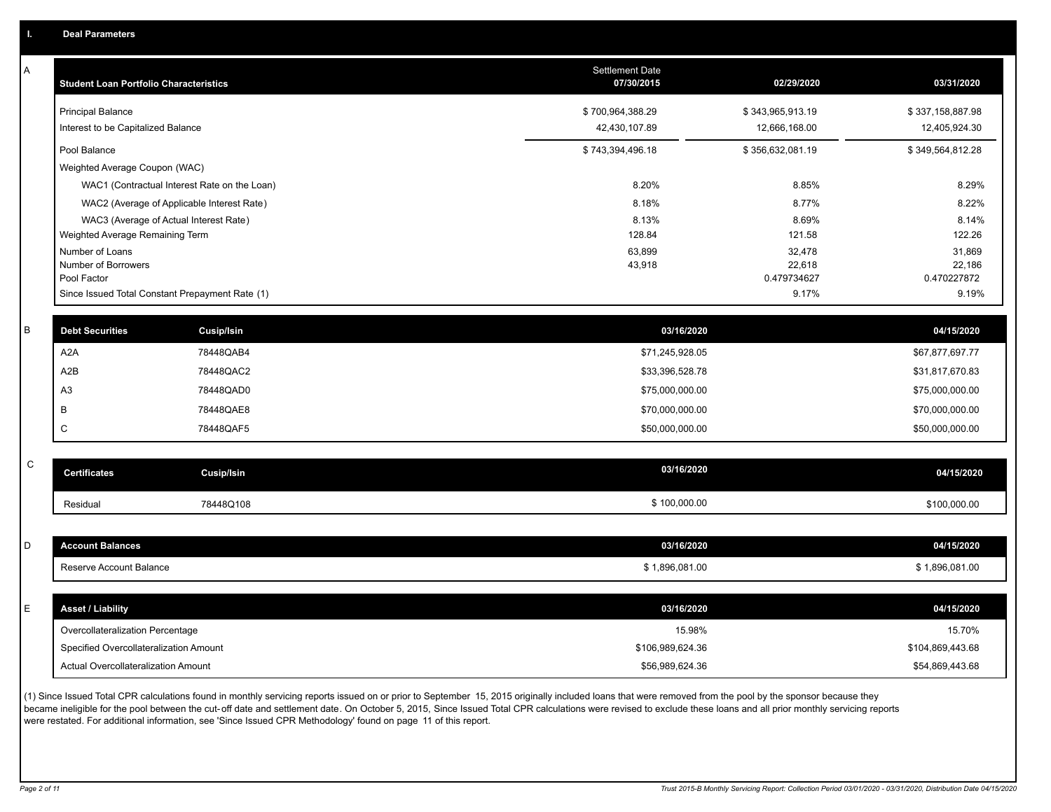## I. Deal Parameters

### A

| Student Loan Portfolio Characteristics | Settlement Date 07/30/2015 | 02/29/2020 | 03/31/2020 |
|---|---|---|---|
| Principal Balance | $ 700,964,388.29 | $ 343,965,913.19 | $ 337,158,887.98 |
| Interest to be Capitalized Balance | 42,430,107.89 | 12,666,168.00 | 12,405,924.30 |
| Pool Balance | $ 743,394,496.18 | $ 356,632,081.19 | $ 349,564,812.28 |
| Weighted Average Coupon (WAC) | | | |
| WAC1 (Contractual Interest Rate on the Loan) | 8.20% | 8.85% | 8.29% |
| WAC2 (Average of Applicable Interest Rate) | 8.18% | 8.77% | 8.22% |
| WAC3 (Average of Actual Interest Rate) | 8.13% | 8.69% | 8.14% |
| Weighted Average Remaining Term | 128.84 | 121.58 | 122.26 |
| Number of Loans | 63,899 | 32,478 | 31,869 |
| Number of Borrowers | 43,918 | 22,618 | 22,186 |
| Pool Factor | | 0.479734627 | 0.470227872 |
| Since Issued Total Constant Prepayment Rate (1) | | 9.17% | 9.19% |

### B

| Debt Securities | Cusip/Isin | 03/16/2020 | 04/15/2020 |
|---|---|---|---|
| A2A | 78448QAB4 | $71,245,928.05 | $67,877,697.77 |
| A2B | 78448QAC2 | $33,396,528.78 | $31,817,670.83 |
| A3 | 78448QAD0 | $75,000,000.00 | $75,000,000.00 |
| B | 78448QAE8 | $70,000,000.00 | $70,000,000.00 |
| C | 78448QAF5 | $50,000,000.00 | $50,000,000.00 |

### C

| Certificates | Cusip/Isin | 03/16/2020 | 04/15/2020 |
|---|---|---|---|
| Residual | 78448Q108 | $ 100,000.00 | $100,000.00 |

### D

| Account Balances | 03/16/2020 | 04/15/2020 |
|---|---|---|
| Reserve Account Balance | $ 1,896,081.00 | $ 1,896,081.00 |

### E

| Asset / Liability | 03/16/2020 | 04/15/2020 |
|---|---|---|
| Overcollateralization Percentage | 15.98% | 15.70% |
| Specified Overcollateralization Amount | $106,989,624.36 | $104,869,443.68 |
| Actual Overcollateralization Amount | $56,989,624.36 | $54,869,443.68 |

(1) Since Issued Total CPR calculations found in monthly servicing reports issued on or prior to September 15, 2015 originally included loans that were removed from the pool by the sponsor because they became ineligible for the pool between the cut-off date and settlement date. On October 5, 2015, Since Issued Total CPR calculations were revised to exclude these loans and all prior monthly servicing reports were restated. For additional information, see 'Since Issued CPR Methodology' found on page 11 of this report.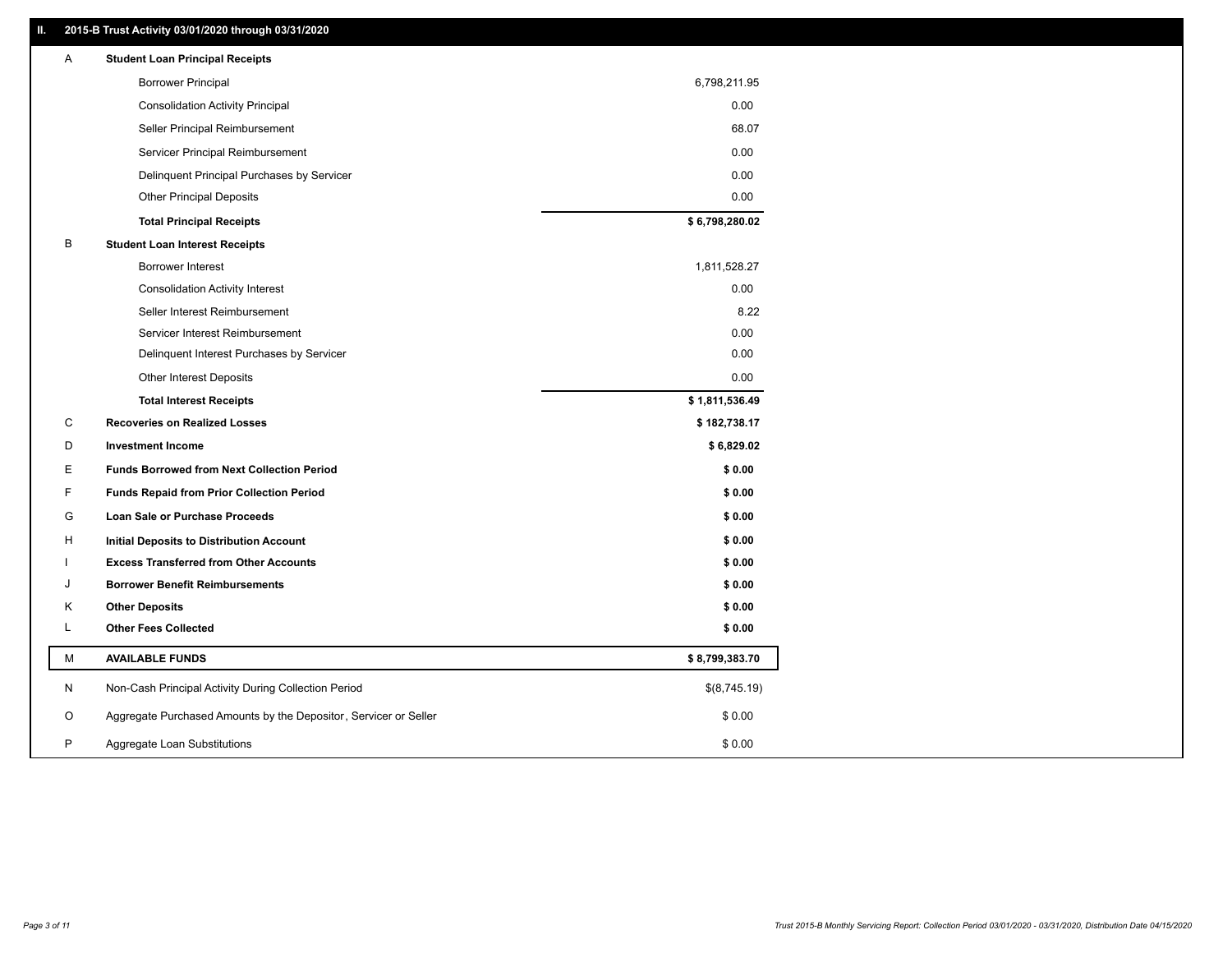## II. 2015-B Trust Activity 03/01/2020 through 03/31/2020

| | | |
|---|---|---|
| A | **Student Loan Principal Receipts** | |
| | Borrower Principal | 6,798,211.95 |
| | Consolidation Activity Principal | 0.00 |
| | Seller Principal Reimbursement | 68.07 |
| | Servicer Principal Reimbursement | 0.00 |
| | Delinquent Principal Purchases by Servicer | 0.00 |
| | Other Principal Deposits | 0.00 |
| | **Total Principal Receipts** | **$ 6,798,280.02** |
| B | **Student Loan Interest Receipts** | |
| | Borrower Interest | 1,811,528.27 |
| | Consolidation Activity Interest | 0.00 |
| | Seller Interest Reimbursement | 8.22 |
| | Servicer Interest Reimbursement | 0.00 |
| | Delinquent Interest Purchases by Servicer | 0.00 |
| | Other Interest Deposits | 0.00 |
| | **Total Interest Receipts** | **$ 1,811,536.49** |
| C | **Recoveries on Realized Losses** | **$ 182,738.17** |
| D | **Investment Income** | **$ 6,829.02** |
| E | **Funds Borrowed from Next Collection Period** | **$ 0.00** |
| F | **Funds Repaid from Prior Collection Period** | **$ 0.00** |
| G | **Loan Sale or Purchase Proceeds** | **$ 0.00** |
| H | **Initial Deposits to Distribution Account** | **$ 0.00** |
| I | **Excess Transferred from Other Accounts** | **$ 0.00** |
| J | **Borrower Benefit Reimbursements** | **$ 0.00** |
| K | **Other Deposits** | **$ 0.00** |
| L | **Other Fees Collected** | **$ 0.00** |
| M | **AVAILABLE FUNDS** | **$ 8,799,383.70** |
| N | Non-Cash Principal Activity During Collection Period | $(8,745.19) |
| O | Aggregate Purchased Amounts by the Depositor, Servicer or Seller | $ 0.00 |
| P | Aggregate Loan Substitutions | $ 0.00 |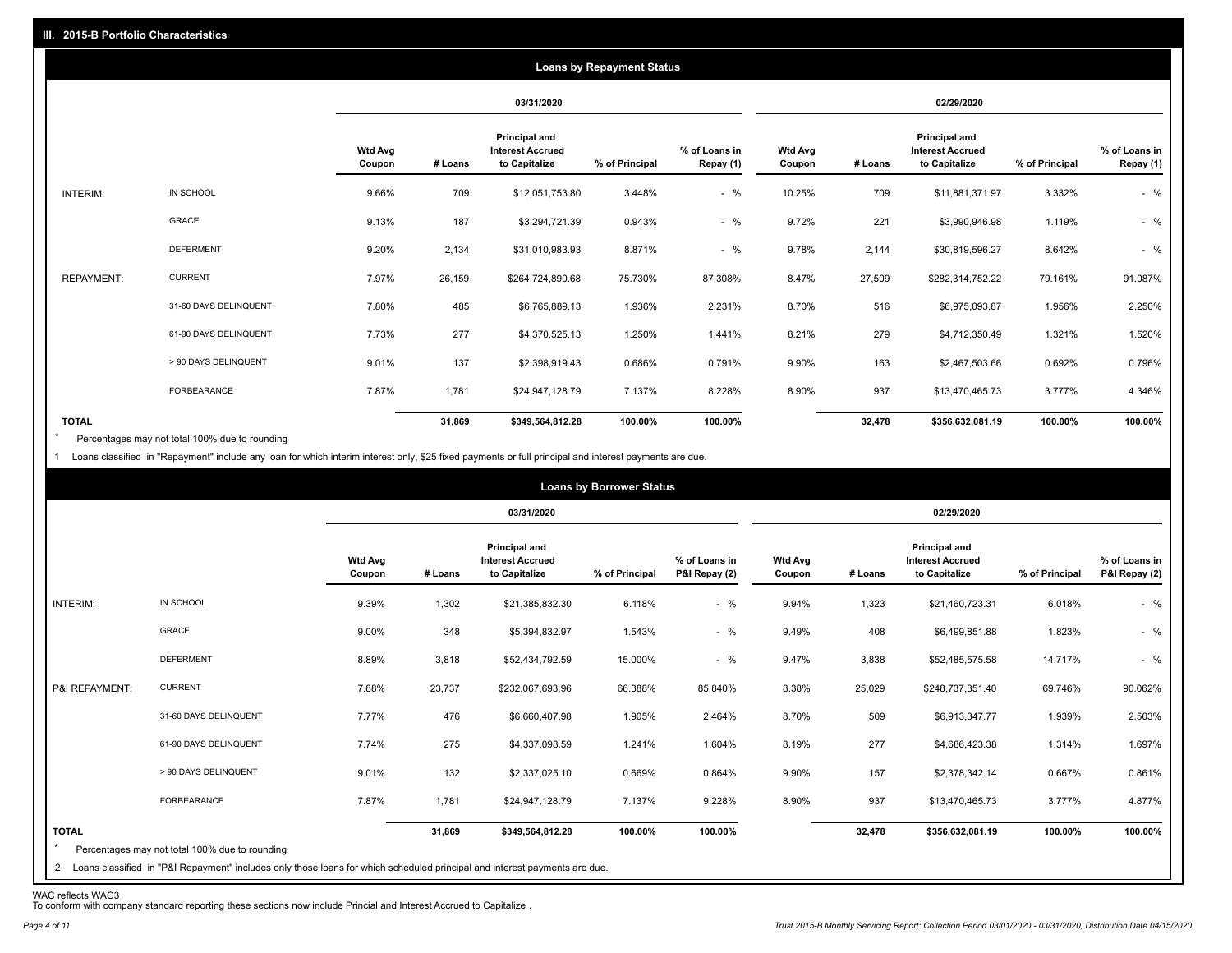## III. 2015-B Portfolio Characteristics

### Loans by Repayment Status

| | | 03/31/2020 | | | | | 02/29/2020 | | | | |
|---|---|---|---|---|---|---|---|---|---|---|---|
| | | Wtd Avg Coupon | # Loans | Principal and Interest Accrued to Capitalize | % of Principal | % of Loans in Repay (1) | Wtd Avg Coupon | # Loans | Principal and Interest Accrued to Capitalize | % of Principal | % of Loans in Repay (1) |
| INTERIM: | IN SCHOOL | 9.66% | 709 | $12,051,753.80 | 3.448% | - % | 10.25% | 709 | $11,881,371.97 | 3.332% | - % |
| | GRACE | 9.13% | 187 | $3,294,721.39 | 0.943% | - % | 9.72% | 221 | $3,990,946.98 | 1.119% | - % |
| | DEFERMENT | 9.20% | 2,134 | $31,010,983.93 | 8.871% | - % | 9.78% | 2,144 | $30,819,596.27 | 8.642% | - % |
| REPAYMENT: | CURRENT | 7.97% | 26,159 | $264,724,890.68 | 75.730% | 87.308% | 8.47% | 27,509 | $282,314,752.22 | 79.161% | 91.087% |
| | 31-60 DAYS DELINQUENT | 7.80% | 485 | $6,765,889.13 | 1.936% | 2.231% | 8.70% | 516 | $6,975,093.87 | 1.956% | 2.250% |
| | 61-90 DAYS DELINQUENT | 7.73% | 277 | $4,370,525.13 | 1.250% | 1.441% | 8.21% | 279 | $4,712,350.49 | 1.321% | 1.520% |
| | > 90 DAYS DELINQUENT | 9.01% | 137 | $2,398,919.43 | 0.686% | 0.791% | 9.90% | 163 | $2,467,503.66 | 0.692% | 0.796% |
| | FORBEARANCE | 7.87% | 1,781 | $24,947,128.79 | 7.137% | 8.228% | 8.90% | 937 | $13,470,465.73 | 3.777% | 4.346% |
| TOTAL | | | 31,869 | $349,564,812.28 | 100.00% | 100.00% | | 32,478 | $356,632,081.19 | 100.00% | 100.00% |

* Percentages may not total 100% due to rounding

1 Loans classified in "Repayment" include any loan for which interim interest only, $25 fixed payments or full principal and interest payments are due.

### Loans by Borrower Status

| | | 03/31/2020 | | | | | 02/29/2020 | | | | |
|---|---|---|---|---|---|---|---|---|---|---|---|
| | | Wtd Avg Coupon | # Loans | Principal and Interest Accrued to Capitalize | % of Principal | % of Loans in P&I Repay (2) | Wtd Avg Coupon | # Loans | Principal and Interest Accrued to Capitalize | % of Principal | % of Loans in P&I Repay (2) |
| INTERIM: | IN SCHOOL | 9.39% | 1,302 | $21,385,832.30 | 6.118% | - % | 9.94% | 1,323 | $21,460,723.31 | 6.018% | - % |
| | GRACE | 9.00% | 348 | $5,394,832.97 | 1.543% | - % | 9.49% | 408 | $6,499,851.88 | 1.823% | - % |
| | DEFERMENT | 8.89% | 3,818 | $52,434,792.59 | 15.000% | - % | 9.47% | 3,838 | $52,485,575.58 | 14.717% | - % |
| P&I REPAYMENT: | CURRENT | 7.88% | 23,737 | $232,067,693.96 | 66.388% | 85.840% | 8.38% | 25,029 | $248,737,351.40 | 69.746% | 90.062% |
| | 31-60 DAYS DELINQUENT | 7.77% | 476 | $6,660,407.98 | 1.905% | 2.464% | 8.70% | 509 | $6,913,347.77 | 1.939% | 2.503% |
| | 61-90 DAYS DELINQUENT | 7.74% | 275 | $4,337,098.59 | 1.241% | 1.604% | 8.19% | 277 | $4,686,423.38 | 1.314% | 1.697% |
| | > 90 DAYS DELINQUENT | 9.01% | 132 | $2,337,025.10 | 0.669% | 0.864% | 9.90% | 157 | $2,378,342.14 | 0.667% | 0.861% |
| | FORBEARANCE | 7.87% | 1,781 | $24,947,128.79 | 7.137% | 9.228% | 8.90% | 937 | $13,470,465.73 | 3.777% | 4.877% |
| TOTAL | | | 31,869 | $349,564,812.28 | 100.00% | 100.00% | | 32,478 | $356,632,081.19 | 100.00% | 100.00% |

* Percentages may not total 100% due to rounding

2 Loans classified in "P&I Repayment" includes only those loans for which scheduled principal and interest payments are due.

WAC reflects WAC3
To conform with company standard reporting these sections now include Princial and Interest Accrued to Capitalize .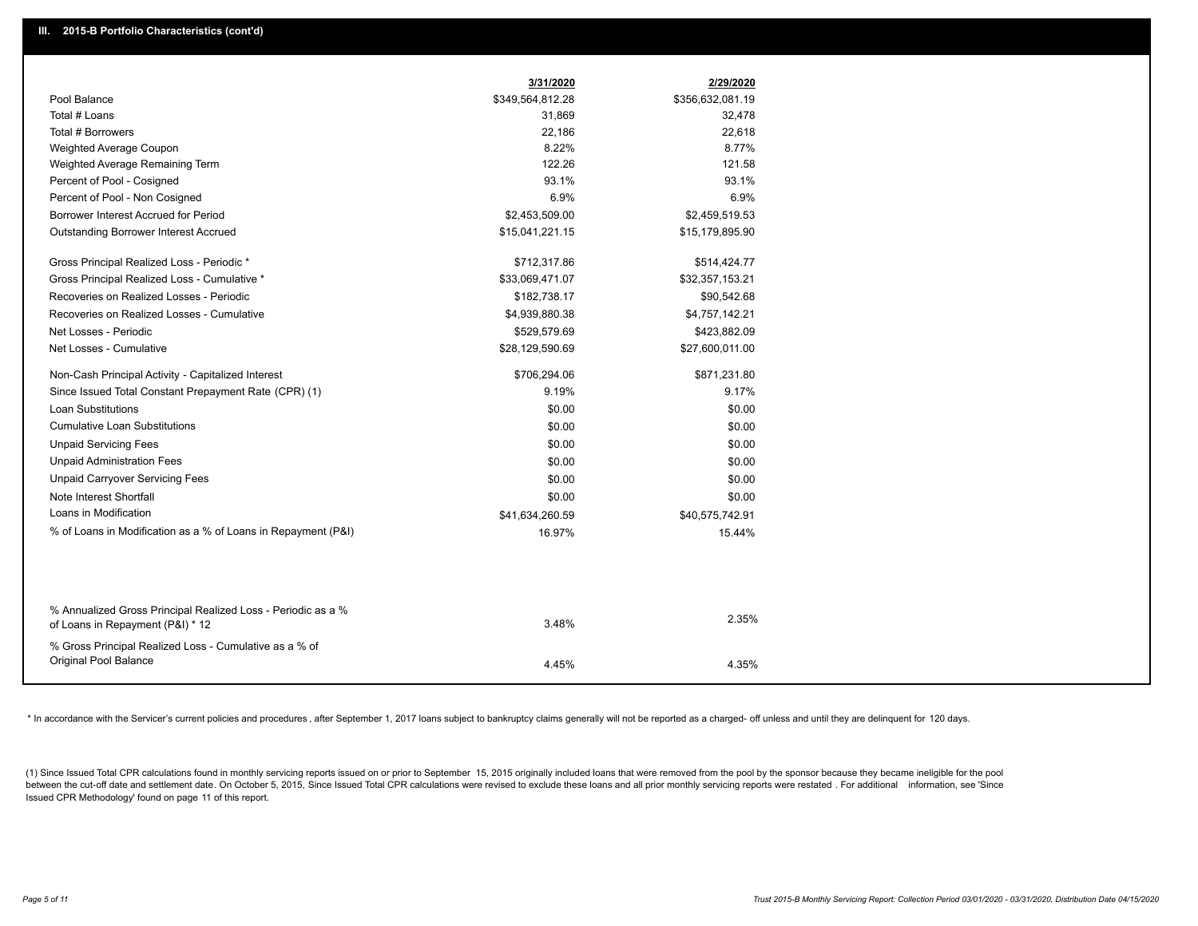## III. 2015-B Portfolio Characteristics (cont'd)

| | 3/31/2020 | 2/29/2020 |
|---|---|---|
| Pool Balance | $349,564,812.28 | $356,632,081.19 |
| Total # Loans | 31,869 | 32,478 |
| Total # Borrowers | 22,186 | 22,618 |
| Weighted Average Coupon | 8.22% | 8.77% |
| Weighted Average Remaining Term | 122.26 | 121.58 |
| Percent of Pool - Cosigned | 93.1% | 93.1% |
| Percent of Pool - Non Cosigned | 6.9% | 6.9% |
| Borrower Interest Accrued for Period | $2,453,509.00 | $2,459,519.53 |
| Outstanding Borrower Interest Accrued | $15,041,221.15 | $15,179,895.90 |
| Gross Principal Realized Loss - Periodic * | $712,317.86 | $514,424.77 |
| Gross Principal Realized Loss - Cumulative * | $33,069,471.07 | $32,357,153.21 |
| Recoveries on Realized Losses - Periodic | $182,738.17 | $90,542.68 |
| Recoveries on Realized Losses - Cumulative | $4,939,880.38 | $4,757,142.21 |
| Net Losses - Periodic | $529,579.69 | $423,882.09 |
| Net Losses - Cumulative | $28,129,590.69 | $27,600,011.00 |
| Non-Cash Principal Activity - Capitalized Interest | $706,294.06 | $871,231.80 |
| Since Issued Total Constant Prepayment Rate (CPR) (1) | 9.19% | 9.17% |
| Loan Substitutions | $0.00 | $0.00 |
| Cumulative Loan Substitutions | $0.00 | $0.00 |
| Unpaid Servicing Fees | $0.00 | $0.00 |
| Unpaid Administration Fees | $0.00 | $0.00 |
| Unpaid Carryover Servicing Fees | $0.00 | $0.00 |
| Note Interest Shortfall | $0.00 | $0.00 |
| Loans in Modification | $41,634,260.59 | $40,575,742.91 |
| % of Loans in Modification as a % of Loans in Repayment (P&I) | 16.97% | 15.44% |
| % Annualized Gross Principal Realized Loss - Periodic as a % of Loans in Repayment (P&I) * 12 | 3.48% | 2.35% |
| % Gross Principal Realized Loss - Cumulative as a % of Original Pool Balance | 4.45% | 4.35% |

* In accordance with the Servicer's current policies and procedures , after September 1, 2017 loans subject to bankruptcy claims generally will not be reported as a charged- off unless and until they are delinquent for 120 days.

(1) Since Issued Total CPR calculations found in monthly servicing reports issued on or prior to September 15, 2015 originally included loans that were removed from the pool by the sponsor because they became ineligible for the pool between the cut-off date and settlement date. On October 5, 2015, Since Issued Total CPR calculations were revised to exclude these loans and all prior monthly servicing reports were restated . For additional information, see 'Since Issued CPR Methodology' found on page 11 of this report.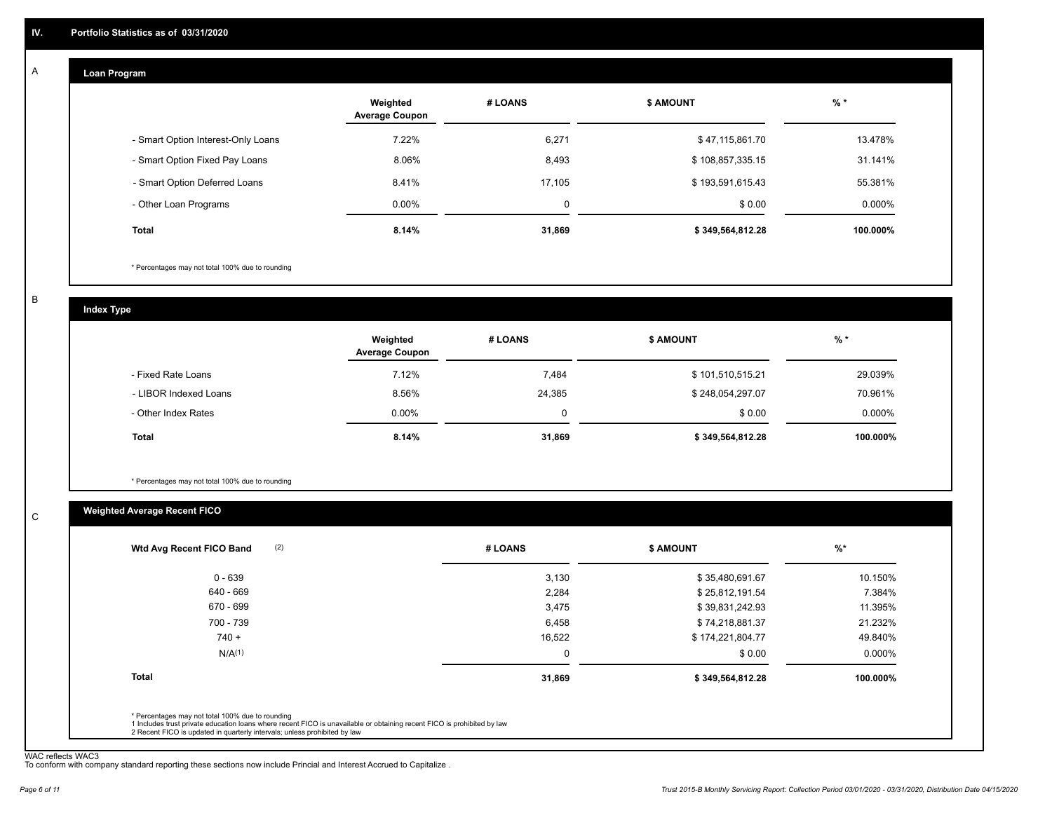## IV. Portfolio Statistics as of 03/31/2020

### A. Loan Program

| | Weighted Average Coupon | # LOANS | $ AMOUNT | % * |
|---|---|---|---|---|
| - Smart Option Interest-Only Loans | 7.22% | 6,271 | $ 47,115,861.70 | 13.478% |
| - Smart Option Fixed Pay Loans | 8.06% | 8,493 | $ 108,857,335.15 | 31.141% |
| - Smart Option Deferred Loans | 8.41% | 17,105 | $ 193,591,615.43 | 55.381% |
| - Other Loan Programs | 0.00% | 0 | $ 0.00 | 0.000% |
| **Total** | **8.14%** | **31,869** | **$ 349,564,812.28** | **100.000%** |

* Percentages may not total 100% due to rounding

### B. Index Type

| | Weighted Average Coupon | # LOANS | $ AMOUNT | % * |
|---|---|---|---|---|
| - Fixed Rate Loans | 7.12% | 7,484 | $ 101,510,515.21 | 29.039% |
| - LIBOR Indexed Loans | 8.56% | 24,385 | $ 248,054,297.07 | 70.961% |
| - Other Index Rates | 0.00% | 0 | $ 0.00 | 0.000% |
| **Total** | **8.14%** | **31,869** | **$ 349,564,812.28** | **100.000%** |

* Percentages may not total 100% due to rounding

### C. Weighted Average Recent FICO

| Wtd Avg Recent FICO Band (2) | # LOANS | $ AMOUNT | %* |
|---|---|---|---|
| 0 - 639 | 3,130 | $ 35,480,691.67 | 10.150% |
| 640 - 669 | 2,284 | $ 25,812,191.54 | 7.384% |
| 670 - 699 | 3,475 | $ 39,831,242.93 | 11.395% |
| 700 - 739 | 6,458 | $ 74,218,881.37 | 21.232% |
| 740 + | 16,522 | $ 174,221,804.77 | 49.840% |
| N/A(1) | 0 | $ 0.00 | 0.000% |
| **Total** | **31,869** | **$ 349,564,812.28** | **100.000%** |

* Percentages may not total 100% due to rounding
1 Includes trust private education loans where recent FICO is unavailable or obtaining recent FICO is prohibited by law
2 Recent FICO is updated in quarterly intervals; unless prohibited by law

WAC reflects WAC3
To conform with company standard reporting these sections now include Princial and Interest Accrued to Capitalize .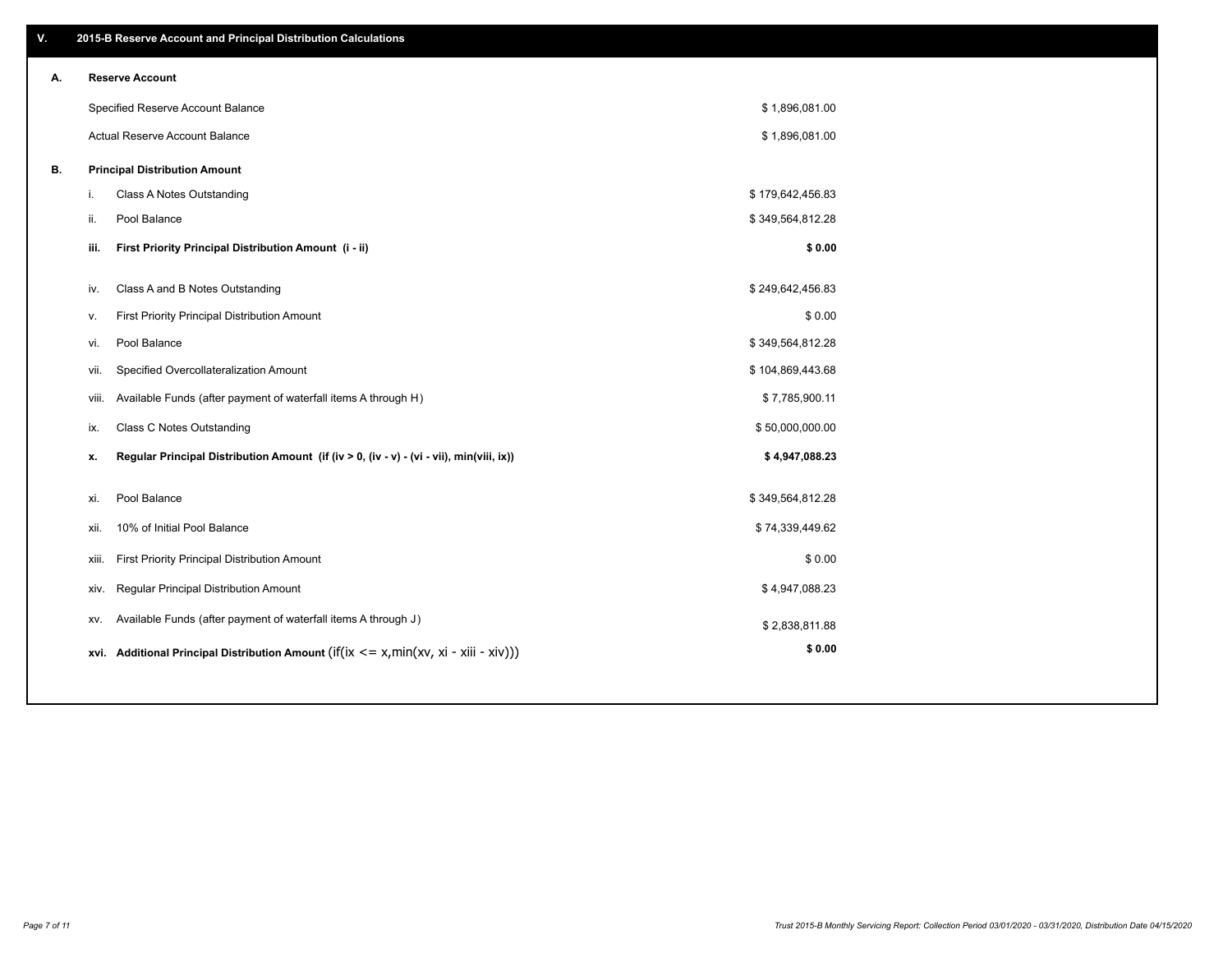## V. 2015-B Reserve Account and Principal Distribution Calculations

### A. Reserve Account

| | |
|---|---|
| Specified Reserve Account Balance | $ 1,896,081.00 |
| Actual Reserve Account Balance | $ 1,896,081.00 |

### B. Principal Distribution Amount

| | | |
|---|---|---|
| i. | Class A Notes Outstanding | $ 179,642,456.83 |
| ii. | Pool Balance | $ 349,564,812.28 |
| **iii.** | **First Priority Principal Distribution Amount (i - ii)** | **$ 0.00** |
| iv. | Class A and B Notes Outstanding | $ 249,642,456.83 |
| v. | First Priority Principal Distribution Amount | $ 0.00 |
| vi. | Pool Balance | $ 349,564,812.28 |
| vii. | Specified Overcollateralization Amount | $ 104,869,443.68 |
| viii. | Available Funds (after payment of waterfall items A through H) | $ 7,785,900.11 |
| ix. | Class C Notes Outstanding | $ 50,000,000.00 |
| **x.** | **Regular Principal Distribution Amount (if (iv > 0, (iv - v) - (vi - vii), min(viii, ix))** | **$ 4,947,088.23** |
| xi. | Pool Balance | $ 349,564,812.28 |
| xii. | 10% of Initial Pool Balance | $ 74,339,449.62 |
| xiii. | First Priority Principal Distribution Amount | $ 0.00 |
| xiv. | Regular Principal Distribution Amount | $ 4,947,088.23 |
| xv. | Available Funds (after payment of waterfall items A through J) | $ 2,838,811.88 |
| **xvi.** | **Additional Principal Distribution Amount** (if(ix <= x,min(xv, xi - xiii - xiv))) | **$ 0.00** |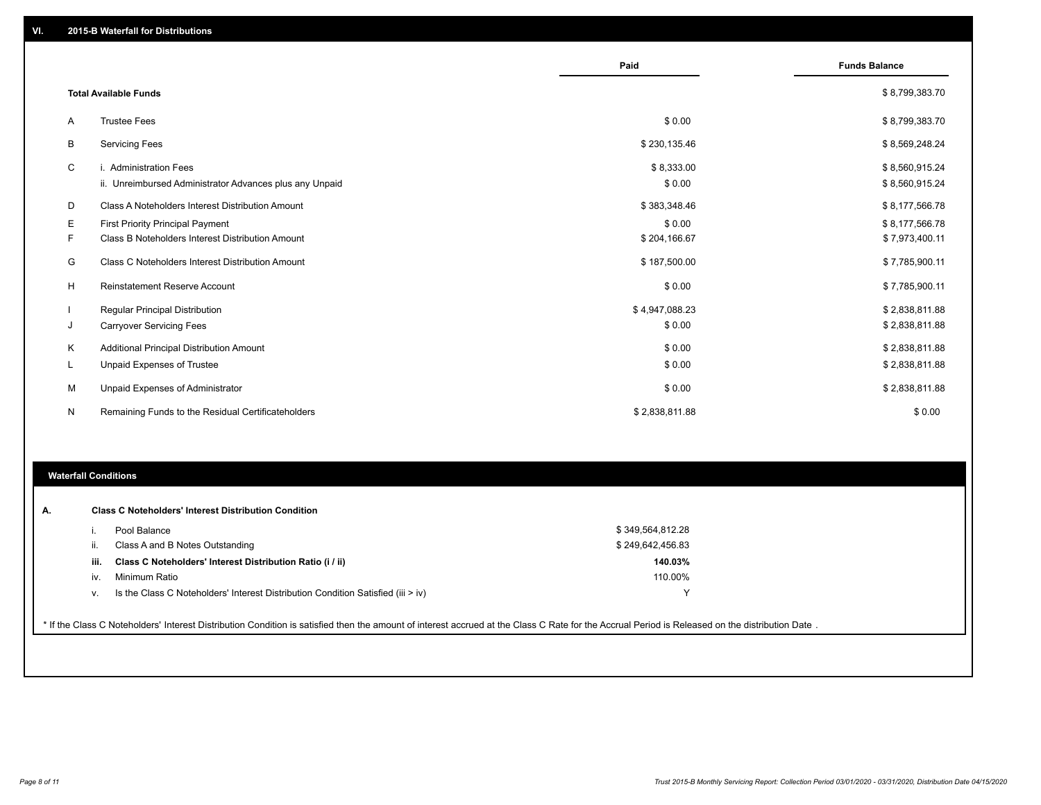## VI. 2015-B Waterfall for Distributions

| | | Paid | Funds Balance |
|---|---|---|---|
| | **Total Available Funds** | | $ 8,799,383.70 |
| A | Trustee Fees | $ 0.00 | $ 8,799,383.70 |
| B | Servicing Fees | $ 230,135.46 | $ 8,569,248.24 |
| C | i. Administration Fees | $ 8,333.00 | $ 8,560,915.24 |
| | ii. Unreimbursed Administrator Advances plus any Unpaid | $ 0.00 | $ 8,560,915.24 |
| D | Class A Noteholders Interest Distribution Amount | $ 383,348.46 | $ 8,177,566.78 |
| E | First Priority Principal Payment | $ 0.00 | $ 8,177,566.78 |
| F | Class B Noteholders Interest Distribution Amount | $ 204,166.67 | $ 7,973,400.11 |
| G | Class C Noteholders Interest Distribution Amount | $ 187,500.00 | $ 7,785,900.11 |
| H | Reinstatement Reserve Account | $ 0.00 | $ 7,785,900.11 |
| I | Regular Principal Distribution | $ 4,947,088.23 | $ 2,838,811.88 |
| J | Carryover Servicing Fees | $ 0.00 | $ 2,838,811.88 |
| K | Additional Principal Distribution Amount | $ 0.00 | $ 2,838,811.88 |
| L | Unpaid Expenses of Trustee | $ 0.00 | $ 2,838,811.88 |
| M | Unpaid Expenses of Administrator | $ 0.00 | $ 2,838,811.88 |
| N | Remaining Funds to the Residual Certificateholders | $ 2,838,811.88 | $ 0.00 |

### Waterfall Conditions

**A. Class C Noteholders' Interest Distribution Condition**

| | | |
|---|---|---|
| i. | Pool Balance | $ 349,564,812.28 |
| ii. | Class A and B Notes Outstanding | $ 249,642,456.83 |
| **iii.** | **Class C Noteholders' Interest Distribution Ratio (i / ii)** | **140.03%** |
| iv. | Minimum Ratio | 110.00% |
| v. | Is the Class C Noteholders' Interest Distribution Condition Satisfied (iii > iv) | Y |

* If the Class C Noteholders' Interest Distribution Condition is satisfied then the amount of interest accrued at the Class C Rate for the Accrual Period is Released on the distribution Date .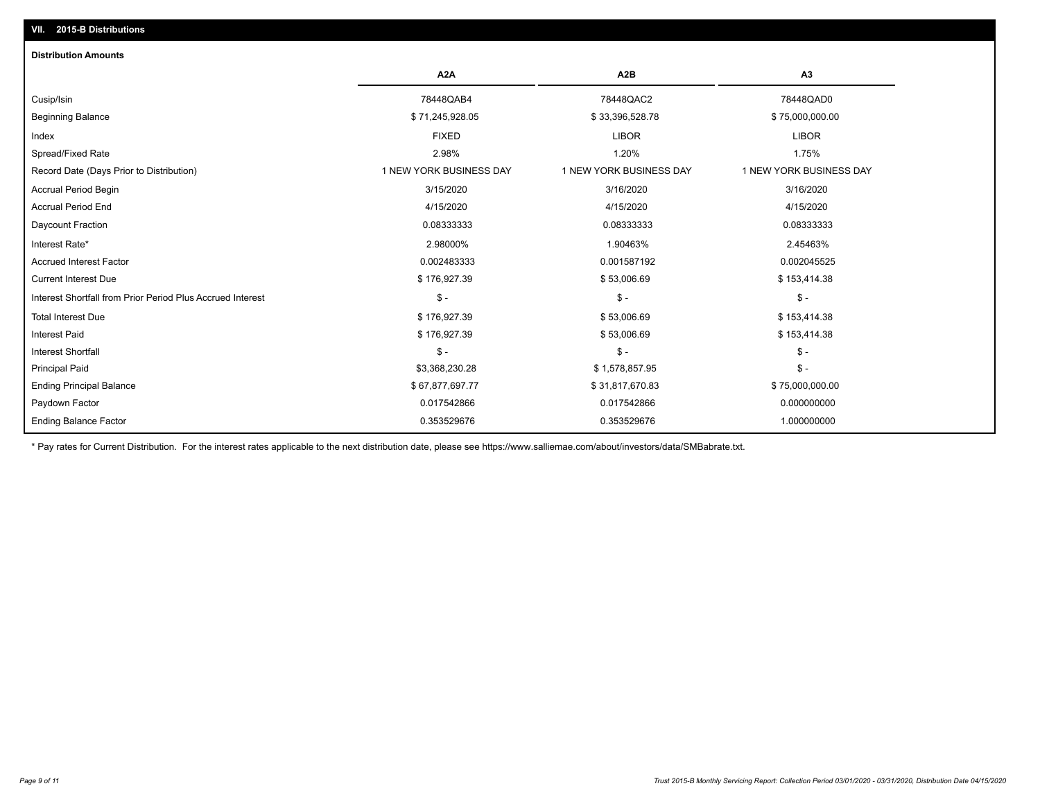## VII. 2015-B Distributions

### Distribution Amounts

| | A2A | A2B | A3 |
|---|---|---|---|
| Cusip/Isin | 78448QAB4 | 78448QAC2 | 78448QAD0 |
| Beginning Balance | $ 71,245,928.05 | $ 33,396,528.78 | $ 75,000,000.00 |
| Index | FIXED | LIBOR | LIBOR |
| Spread/Fixed Rate | 2.98% | 1.20% | 1.75% |
| Record Date (Days Prior to Distribution) | 1 NEW YORK BUSINESS DAY | 1 NEW YORK BUSINESS DAY | 1 NEW YORK BUSINESS DAY |
| Accrual Period Begin | 3/15/2020 | 3/16/2020 | 3/16/2020 |
| Accrual Period End | 4/15/2020 | 4/15/2020 | 4/15/2020 |
| Daycount Fraction | 0.08333333 | 0.08333333 | 0.08333333 |
| Interest Rate* | 2.98000% | 1.90463% | 2.45463% |
| Accrued Interest Factor | 0.002483333 | 0.001587192 | 0.002045525 |
| Current Interest Due | $ 176,927.39 | $ 53,006.69 | $ 153,414.38 |
| Interest Shortfall from Prior Period Plus Accrued Interest | $ - | $ - | $ - |
| Total Interest Due | $ 176,927.39 | $ 53,006.69 | $ 153,414.38 |
| Interest Paid | $ 176,927.39 | $ 53,006.69 | $ 153,414.38 |
| Interest Shortfall | $ - | $ - | $ - |
| Principal Paid | $3,368,230.28 | $ 1,578,857.95 | $ - |
| Ending Principal Balance | $ 67,877,697.77 | $ 31,817,670.83 | $ 75,000,000.00 |
| Paydown Factor | 0.017542866 | 0.017542866 | 0.000000000 |
| Ending Balance Factor | 0.353529676 | 0.353529676 | 1.000000000 |

* Pay rates for Current Distribution. For the interest rates applicable to the next distribution date, please see https://www.salliemae.com/about/investors/data/SMBabrate.txt.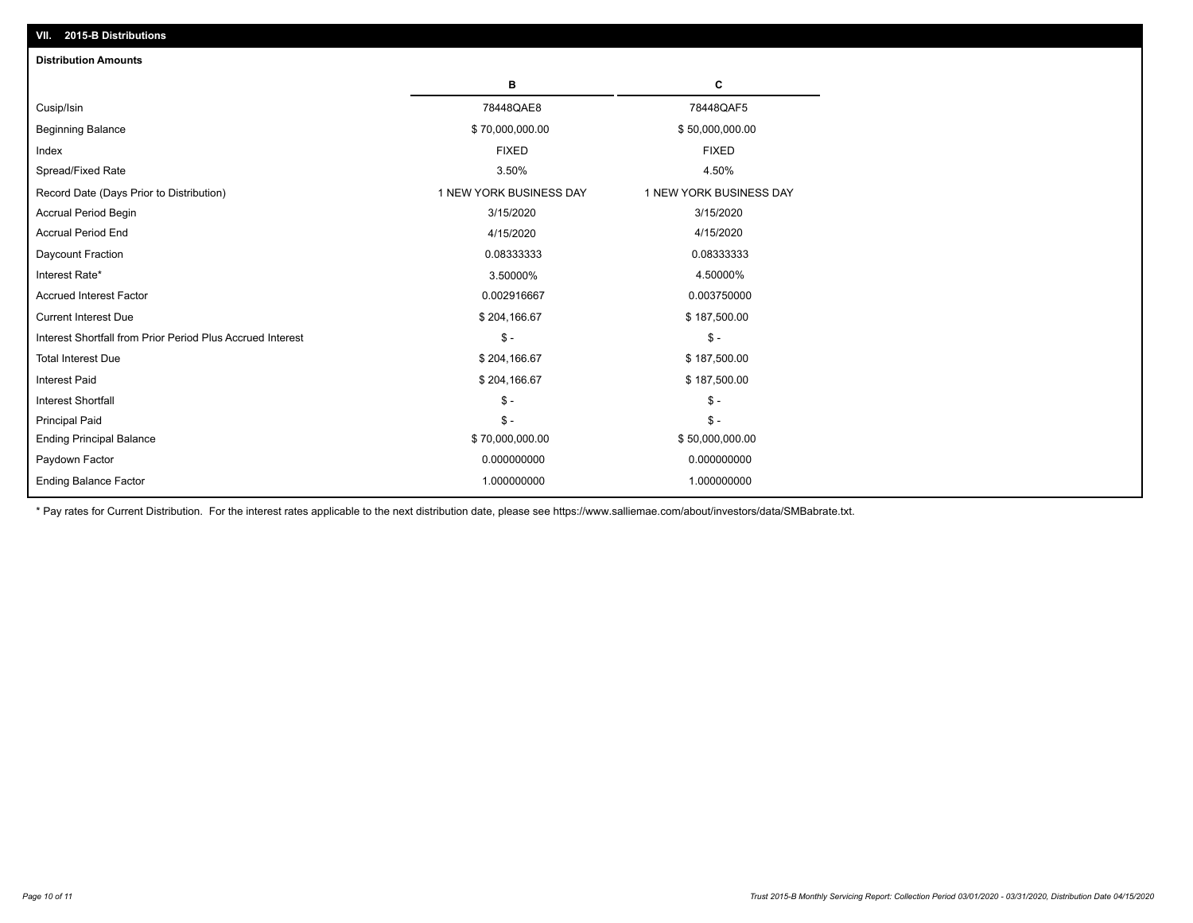## VII. 2015-B Distributions

### Distribution Amounts

| | B | C |
|---|---|---|
| Cusip/Isin | 78448QAE8 | 78448QAF5 |
| Beginning Balance | $ 70,000,000.00 | $ 50,000,000.00 |
| Index | FIXED | FIXED |
| Spread/Fixed Rate | 3.50% | 4.50% |
| Record Date (Days Prior to Distribution) | 1 NEW YORK BUSINESS DAY | 1 NEW YORK BUSINESS DAY |
| Accrual Period Begin | 3/15/2020 | 3/15/2020 |
| Accrual Period End | 4/15/2020 | 4/15/2020 |
| Daycount Fraction | 0.08333333 | 0.08333333 |
| Interest Rate* | 3.50000% | 4.50000% |
| Accrued Interest Factor | 0.002916667 | 0.003750000 |
| Current Interest Due | $ 204,166.67 | $ 187,500.00 |
| Interest Shortfall from Prior Period Plus Accrued Interest | $ - | $ - |
| Total Interest Due | $ 204,166.67 | $ 187,500.00 |
| Interest Paid | $ 204,166.67 | $ 187,500.00 |
| Interest Shortfall | $ - | $ - |
| Principal Paid | $ - | $ - |
| Ending Principal Balance | $ 70,000,000.00 | $ 50,000,000.00 |
| Paydown Factor | 0.000000000 | 0.000000000 |
| Ending Balance Factor | 1.000000000 | 1.000000000 |

* Pay rates for Current Distribution. For the interest rates applicable to the next distribution date, please see https://www.salliemae.com/about/investors/data/SMBabrate.txt.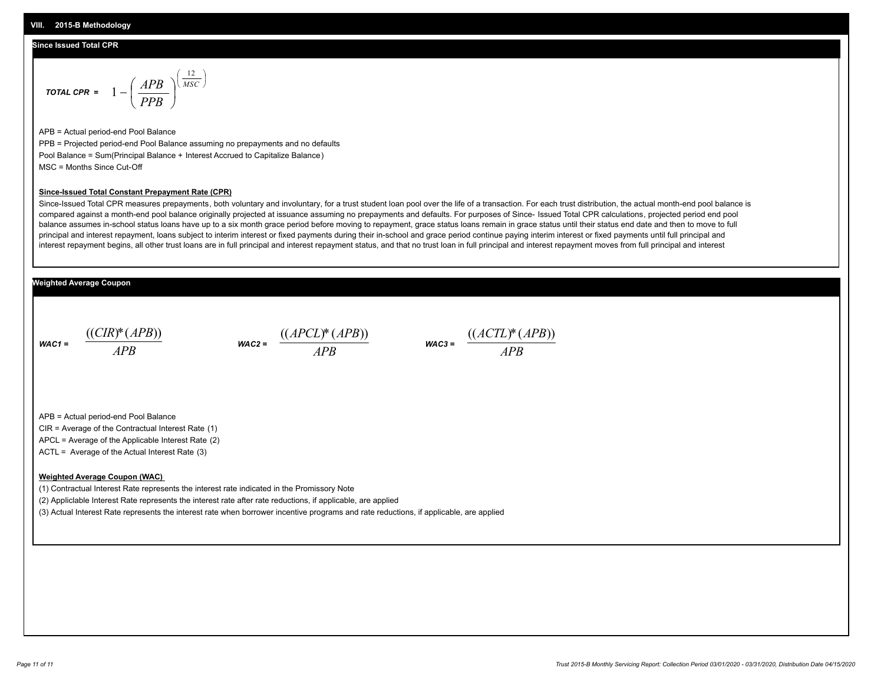## VIII. 2015-B Methodology

### Since Issued Total CPR

$$TOTAL\ CPR = 1 - \left( \frac{APB}{PPB} \right)^{\left( \frac{12}{MSC} \right)}$$

APB = Actual period-end Pool Balance

PPB = Projected period-end Pool Balance assuming no prepayments and no defaults

Pool Balance = Sum(Principal Balance + Interest Accrued to Capitalize Balance)

MSC = Months Since Cut-Off

**Since-Issued Total Constant Prepayment Rate (CPR)**

Since-Issued Total CPR measures prepayments, both voluntary and involuntary, for a trust student loan pool over the life of a transaction. For each trust distribution, the actual month-end pool balance is compared against a month-end pool balance originally projected at issuance assuming no prepayments and defaults. For purposes of Since- Issued Total CPR calculations, projected period end pool balance assumes in-school status loans have up to a six month grace period before moving to repayment, grace status loans remain in grace status until their status end date and then to move to full principal and interest repayment, loans subject to interim interest or fixed payments during their in-school and grace period continue paying interim interest or fixed payments until full principal and interest repayment begins, all other trust loans are in full principal and interest repayment status, and that no trust loan in full principal and interest repayment moves from full principal and interest

### Weighted Average Coupon

$$WAC1 = \frac{((CIR)*(APB))}{APB}$$

$$WAC2 = \frac{((APCL)*(APB))}{APB}$$

$$WAC3 = \frac{((ACTL)*(APB))}{APB}$$

APB = Actual period-end Pool Balance

CIR = Average of the Contractual Interest Rate (1)

APCL = Average of the Applicable Interest Rate (2)

ACTL = Average of the Actual Interest Rate (3)

**Weighted Average Coupon (WAC)**

(1) Contractual Interest Rate represents the interest rate indicated in the Promissory Note

(2) Appliclable Interest Rate represents the interest rate after rate reductions, if applicable, are applied

(3) Actual Interest Rate represents the interest rate when borrower incentive programs and rate reductions, if applicable, are applied